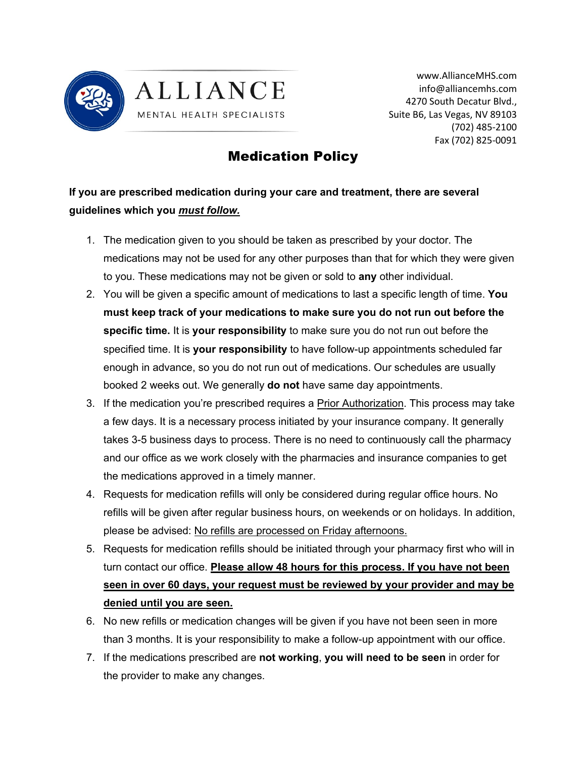# ALLIANCE

MENTAL HEALTH SPECIALISTS

www.AllianceMHS.com
info@alliancemhs.com
4270 South Decatur Blvd.,
Suite B6, Las Vegas, NV 89103
(702) 485-2100
Fax (702) 825-0091

## Medication Policy

**If you are prescribed medication during your care and treatment, there are several guidelines which you *must follow.***

1. The medication given to you should be taken as prescribed by your doctor. The medications may not be used for any other purposes than that for which they were given to you. These medications may not be given or sold to **any** other individual.
2. You will be given a specific amount of medications to last a specific length of time. **You must keep track of your medications to make sure you do not run out before the specific time.** It is **your responsibility** to make sure you do not run out before the specified time. It is **your responsibility** to have follow-up appointments scheduled far enough in advance, so you do not run out of medications. Our schedules are usually booked 2 weeks out. We generally **do not** have same day appointments.
3. If the medication you're prescribed requires a Prior Authorization. This process may take a few days. It is a necessary process initiated by your insurance company. It generally takes 3-5 business days to process. There is no need to continuously call the pharmacy and our office as we work closely with the pharmacies and insurance companies to get the medications approved in a timely manner.
4. Requests for medication refills will only be considered during regular office hours. No refills will be given after regular business hours, on weekends or on holidays. In addition, please be advised: No refills are processed on Friday afternoons.
5. Requests for medication refills should be initiated through your pharmacy first who will in turn contact our office. **Please allow 48 hours for this process. If you have not been seen in over 60 days, your request must be reviewed by your provider and may be denied until you are seen.**
6. No new refills or medication changes will be given if you have not been seen in more than 3 months. It is your responsibility to make a follow-up appointment with our office.
7. If the medications prescribed are **not working**, **you will need to be seen** in order for the provider to make any changes.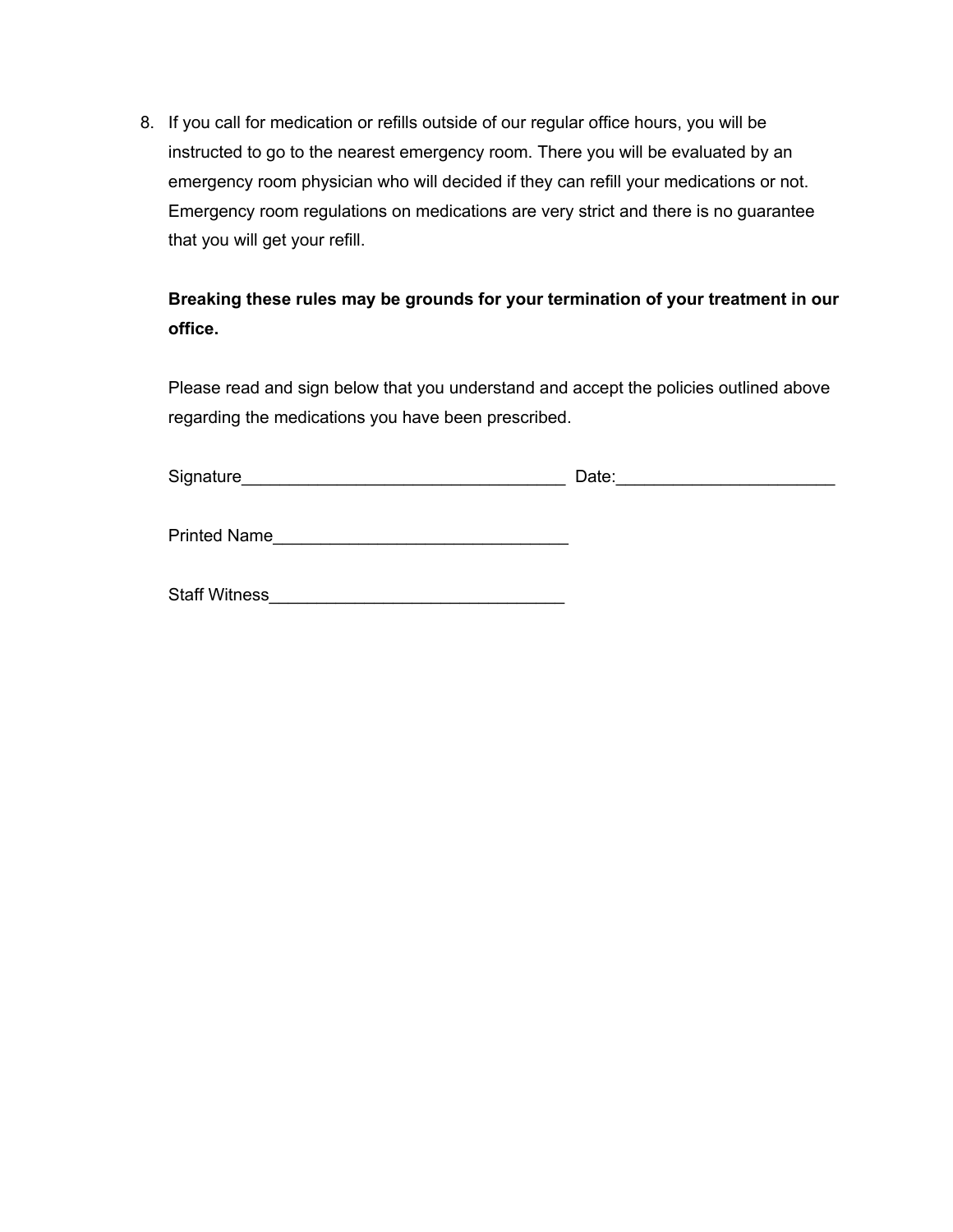8. If you call for medication or refills outside of our regular office hours, you will be instructed to go to the nearest emergency room. There you will be evaluated by an emergency room physician who will decided if they can refill your medications or not. Emergency room regulations on medications are very strict and there is no guarantee that you will get your refill.

   **Breaking these rules may be grounds for your termination of your treatment in our office.**

   Please read and sign below that you understand and accept the policies outlined above regarding the medications you have been prescribed.

   Signature__________________________________ Date:______________________

   Printed Name_______________________________

   Staff Witness_______________________________